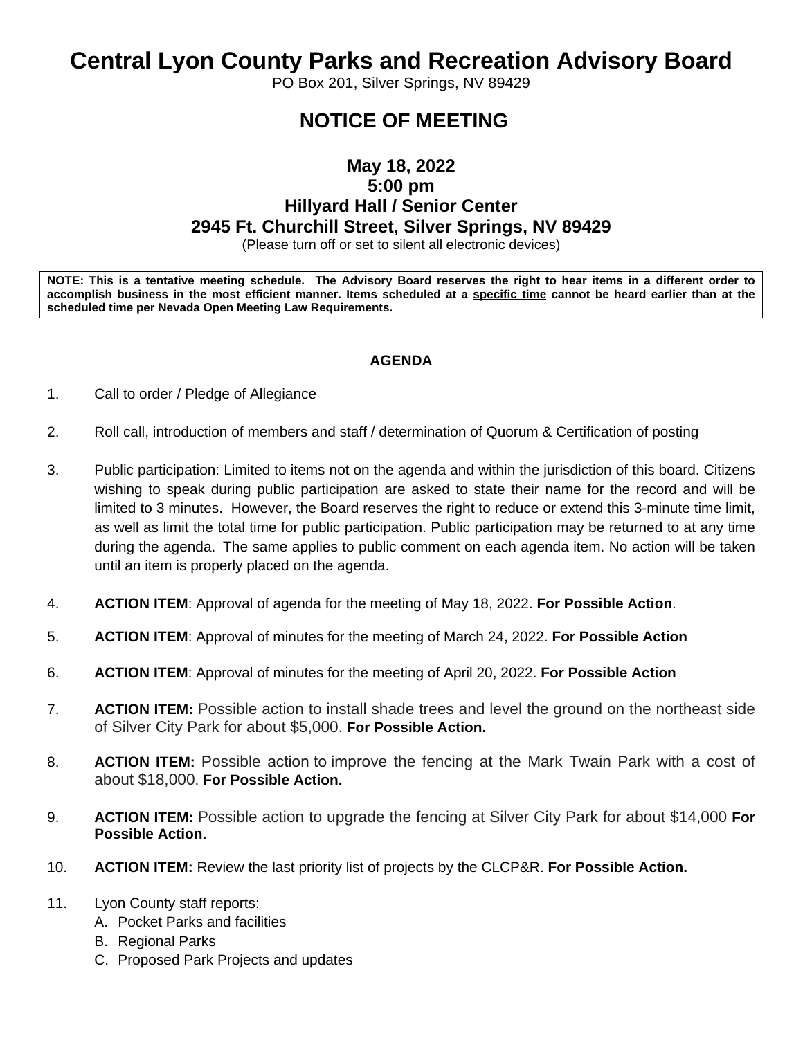# Central Lyon County Parks and Recreation Advisory Board

PO Box 201, Silver Springs, NV 89429

## NOTICE OF MEETING

### May 18, 2022
### 5:00 pm
### Hillyard Hall / Senior Center
### 2945 Ft. Churchill Street, Silver Springs, NV 89429

(Please turn off or set to silent all electronic devices)

**NOTE: This is a tentative meeting schedule. The Advisory Board reserves the right to hear items in a different order to accomplish business in the most efficient manner. Items scheduled at a specific time cannot be heard earlier than at the scheduled time per Nevada Open Meeting Law Requirements.**

**AGENDA**

1. Call to order / Pledge of Allegiance

2. Roll call, introduction of members and staff / determination of Quorum & Certification of posting

3. Public participation: Limited to items not on the agenda and within the jurisdiction of this board. Citizens wishing to speak during public participation are asked to state their name for the record and will be limited to 3 minutes. However, the Board reserves the right to reduce or extend this 3-minute time limit, as well as limit the total time for public participation. Public participation may be returned to at any time during the agenda. The same applies to public comment on each agenda item. No action will be taken until an item is properly placed on the agenda.

4. **ACTION ITEM**: Approval of agenda for the meeting of May 18, 2022. **For Possible Action**.

5. **ACTION ITEM**: Approval of minutes for the meeting of March 24, 2022. **For Possible Action**

6. **ACTION ITEM**: Approval of minutes for the meeting of April 20, 2022. **For Possible Action**

7. **ACTION ITEM:** Possible action to install shade trees and level the ground on the northeast side of Silver City Park for about $5,000. **For Possible Action.**

8. **ACTION ITEM:** Possible action to improve the fencing at the Mark Twain Park with a cost of about $18,000. **For Possible Action.**

9. **ACTION ITEM:** Possible action to upgrade the fencing at Silver City Park for about $14,000 **For Possible Action.**

10. **ACTION ITEM:** Review the last priority list of projects by the CLCP&R. **For Possible Action.**

11. Lyon County staff reports:
    A. Pocket Parks and facilities
    B. Regional Parks
    C. Proposed Park Projects and updates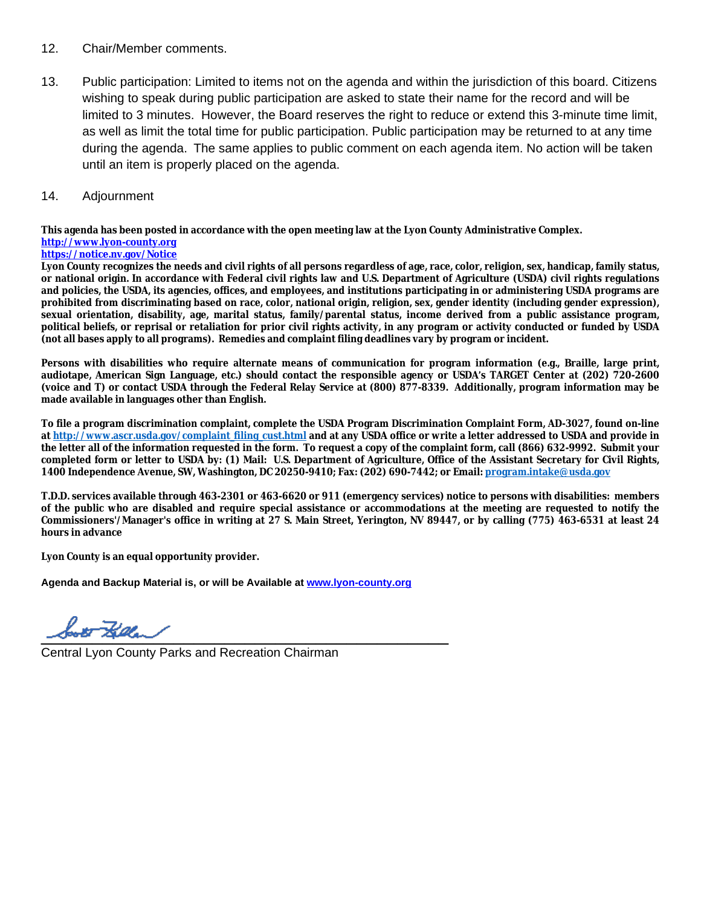12. Chair/Member comments.

13. Public participation: Limited to items not on the agenda and within the jurisdiction of this board. Citizens wishing to speak during public participation are asked to state their name for the record and will be limited to 3 minutes. However, the Board reserves the right to reduce or extend this 3-minute time limit, as well as limit the total time for public participation. Public participation may be returned to at any time during the agenda. The same applies to public comment on each agenda item. No action will be taken until an item is properly placed on the agenda.

14. Adjournment

**This agenda has been posted in accordance with the open meeting law at the Lyon County Administrative Complex.**
**http://www.lyon-county.org**
**https://notice.nv.gov/Notice**
**Lyon County recognizes the needs and civil rights of all persons regardless of age, race, color, religion, sex, handicap, family status, or national origin. In accordance with Federal civil rights law and U.S. Department of Agriculture (USDA) civil rights regulations and policies, the USDA, its agencies, offices, and employees, and institutions participating in or administering USDA programs are prohibited from discriminating based on race, color, national origin, religion, sex, gender identity (including gender expression), sexual orientation, disability, age, marital status, family/parental status, income derived from a public assistance program, political beliefs, or reprisal or retaliation for prior civil rights activity, in any program or activity conducted or funded by USDA (not all bases apply to all programs). Remedies and complaint filing deadlines vary by program or incident.**

**Persons with disabilities who require alternate means of communication for program information (e.g., Braille, large print, audiotape, American Sign Language, etc.) should contact the responsible agency or USDA's TARGET Center at (202) 720-2600 (voice and T) or contact USDA through the Federal Relay Service at (800) 877-8339. Additionally, program information may be made available in languages other than English.**

**To file a program discrimination complaint, complete the USDA Program Discrimination Complaint Form, AD-3027, found on-line at http://www.ascr.usda.gov/complaint_filing_cust.html and at any USDA office or write a letter addressed to USDA and provide in the letter all of the information requested in the form. To request a copy of the complaint form, call (866) 632-9992. Submit your completed form or letter to USDA by: (1) Mail: U.S. Department of Agriculture, Office of the Assistant Secretary for Civil Rights, 1400 Independence Avenue, SW, Washington, DC 20250-9410; Fax: (202) 690-7442; or Email: program.intake@usda.gov**

**T.D.D. services available through 463-2301 or 463-6620 or 911 (emergency services) notice to persons with disabilities: members of the public who are disabled and require special assistance or accommodations at the meeting are requested to notify the Commissioners'/Manager's office in writing at 27 S. Main Street, Yerington, NV 89447, or by calling (775) 463-6531 at least 24 hours in advance**

**Lyon County is an equal opportunity provider.**

**Agenda and Backup Material is, or will be Available at www.lyon-county.org**

Central Lyon County Parks and Recreation Chairman